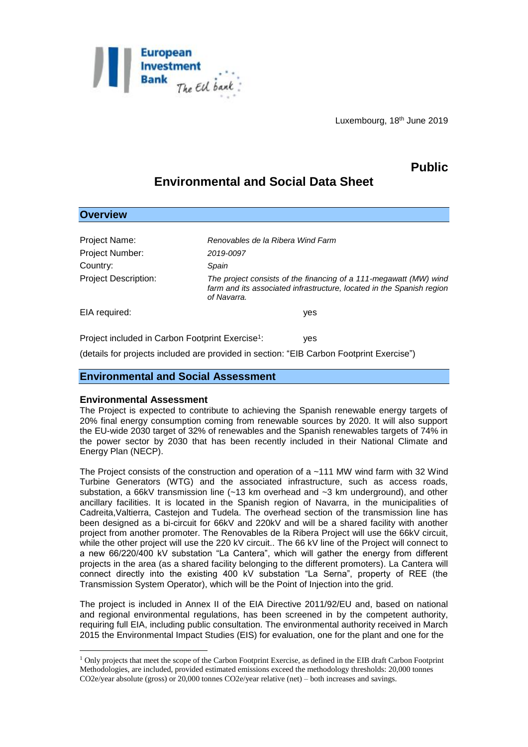Luxembourg, 18th June 2019

**Public**

# Environmental and Social Data Sheet

## Overview

| | |
|---|---|
| Project Name: | *Renovables de la Ribera Wind Farm* |
| Project Number: | *2019-0097* |
| Country: | *Spain* |
| Project Description: | *The project consists of the financing of a 111-megawatt (MW) wind farm and its associated infrastructure, located in the Spanish region of Navarra.* |
| EIA required: | yes |
| Project included in Carbon Footprint Exercise[1]: | yes |

(details for projects included are provided in section: "EIB Carbon Footprint Exercise")

## Environmental and Social Assessment

### Environmental Assessment

The Project is expected to contribute to achieving the Spanish renewable energy targets of 20% final energy consumption coming from renewable sources by 2020. It will also support the EU-wide 2030 target of 32% of renewables and the Spanish renewables targets of 74% in the power sector by 2030 that has been recently included in their National Climate and Energy Plan (NECP).

The Project consists of the construction and operation of a ~111 MW wind farm with 32 Wind Turbine Generators (WTG) and the associated infrastructure, such as access roads, substation, a 66kV transmission line (~13 km overhead and ~3 km underground), and other ancillary facilities. It is located in the Spanish region of Navarra, in the municipalities of Cadreita,Valtierra, Castejon and Tudela. The overhead section of the transmission line has been designed as a bi-circuit for 66kV and 220kV and will be a shared facility with another project from another promoter. The Renovables de la Ribera Project will use the 66kV circuit, while the other project will use the 220 kV circuit.. The 66 kV line of the Project will connect to a new 66/220/400 kV substation "La Cantera", which will gather the energy from different projects in the area (as a shared facility belonging to the different promoters). La Cantera will connect directly into the existing 400 kV substation "La Serna", property of REE (the Transmission System Operator), which will be the Point of Injection into the grid.

The project is included in Annex II of the EIA Directive 2011/92/EU and, based on national and regional environmental regulations, has been screened in by the competent authority, requiring full EIA, including public consultation. The environmental authority received in March 2015 the Environmental Impact Studies (EIS) for evaluation, one for the plant and one for the

---

[1] Only projects that meet the scope of the Carbon Footprint Exercise, as defined in the EIB draft Carbon Footprint Methodologies, are included, provided estimated emissions exceed the methodology thresholds: 20,000 tonnes $CO_2e$/year absolute (gross) or 20,000 tonnes $CO_2e$/year relative (net) – both increases and savings.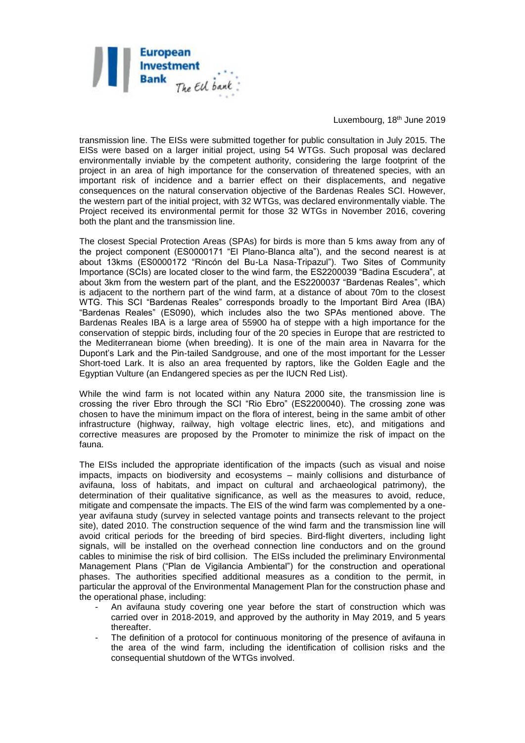Luxembourg, 18th June 2019

transmission line. The EISs were submitted together for public consultation in July 2015. The EISs were based on a larger initial project, using 54 WTGs. Such proposal was declared environmentally inviable by the competent authority, considering the large footprint of the project in an area of high importance for the conservation of threatened species, with an important risk of incidence and a barrier effect on their displacements, and negative consequences on the natural conservation objective of the Bardenas Reales SCI. However, the western part of the initial project, with 32 WTGs, was declared environmentally viable. The Project received its environmental permit for those 32 WTGs in November 2016, covering both the plant and the transmission line.

The closest Special Protection Areas (SPAs) for birds is more than 5 kms away from any of the project component (ES0000171 "El Plano-Blanca alta"), and the second nearest is at about 13kms (ES0000172 "Rincón del Bu-La Nasa-Tripazul"). Two Sites of Community Importance (SCIs) are located closer to the wind farm, the ES2200039 "Badina Escudera", at about 3km from the western part of the plant, and the ES2200037 "Bardenas Reales", which is adjacent to the northern part of the wind farm, at a distance of about 70m to the closest WTG. This SCI "Bardenas Reales" corresponds broadly to the Important Bird Area (IBA) "Bardenas Reales" (ES090), which includes also the two SPAs mentioned above. The Bardenas Reales IBA is a large area of 55900 ha of steppe with a high importance for the conservation of steppic birds, including four of the 20 species in Europe that are restricted to the Mediterranean biome (when breeding). It is one of the main area in Navarra for the Dupont's Lark and the Pin-tailed Sandgrouse, and one of the most important for the Lesser Short-toed Lark. It is also an area frequented by raptors, like the Golden Eagle and the Egyptian Vulture (an Endangered species as per the IUCN Red List).

While the wind farm is not located within any Natura 2000 site, the transmission line is crossing the river Ebro through the SCI "Rio Ebro" (ES2200040). The crossing zone was chosen to have the minimum impact on the flora of interest, being in the same ambit of other infrastructure (highway, railway, high voltage electric lines, etc), and mitigations and corrective measures are proposed by the Promoter to minimize the risk of impact on the fauna.

The EISs included the appropriate identification of the impacts (such as visual and noise impacts, impacts on biodiversity and ecosystems – mainly collisions and disturbance of avifauna, loss of habitats, and impact on cultural and archaeological patrimony), the determination of their qualitative significance, as well as the measures to avoid, reduce, mitigate and compensate the impacts. The EIS of the wind farm was complemented by a one-year avifauna study (survey in selected vantage points and transects relevant to the project site), dated 2010. The construction sequence of the wind farm and the transmission line will avoid critical periods for the breeding of bird species. Bird-flight diverters, including light signals, will be installed on the overhead connection line conductors and on the ground cables to minimise the risk of bird collision. The EISs included the preliminary Environmental Management Plans ("Plan de Vigilancia Ambiental") for the construction and operational phases. The authorities specified additional measures as a condition to the permit, in particular the approval of the Environmental Management Plan for the construction phase and the operational phase, including:

- An avifauna study covering one year before the start of construction which was carried over in 2018-2019, and approved by the authority in May 2019, and 5 years thereafter.
- The definition of a protocol for continuous monitoring of the presence of avifauna in the area of the wind farm, including the identification of collision risks and the consequential shutdown of the WTGs involved.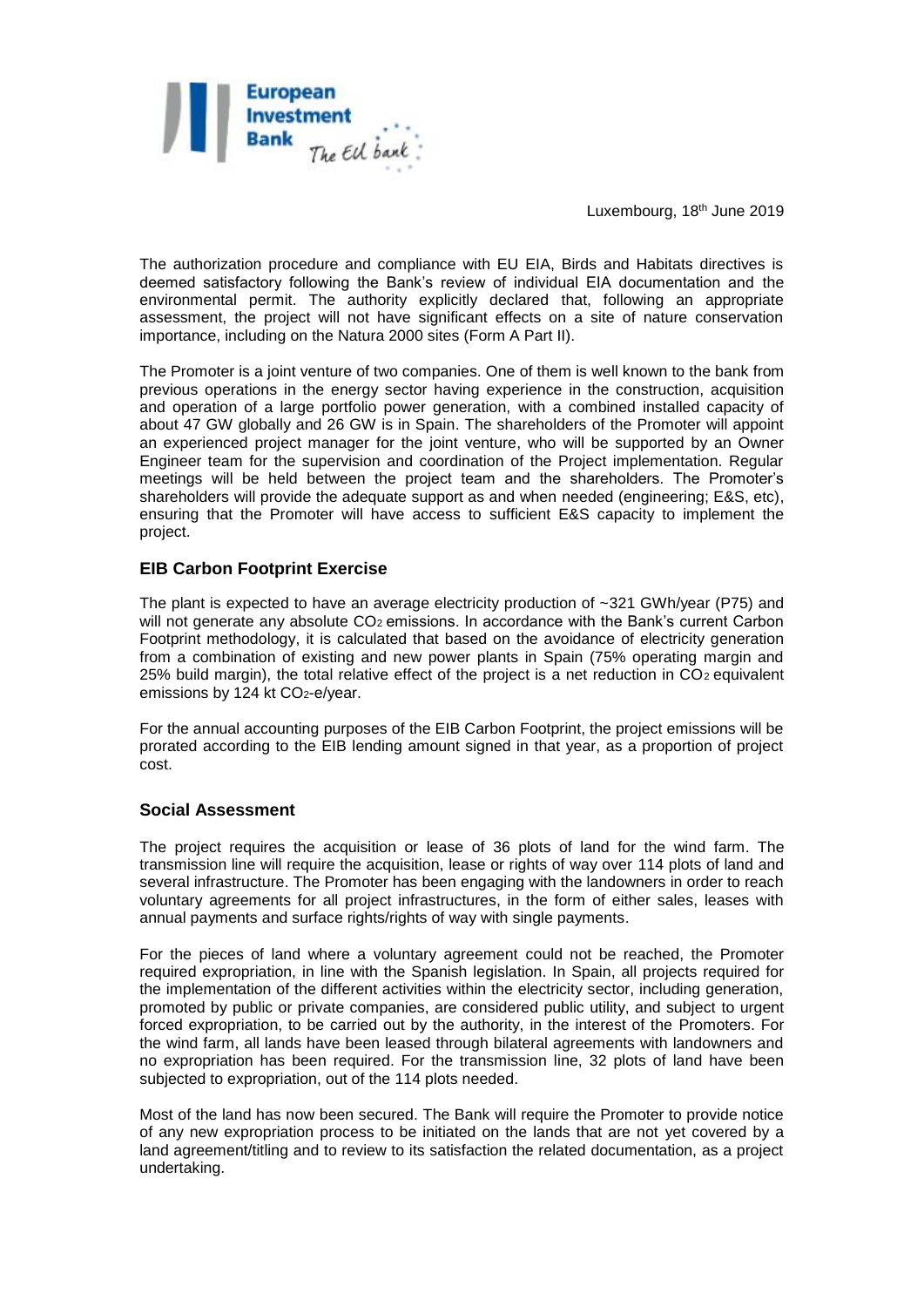Luxembourg, 18th June 2019

The authorization procedure and compliance with EU EIA, Birds and Habitats directives is deemed satisfactory following the Bank's review of individual EIA documentation and the environmental permit. The authority explicitly declared that, following an appropriate assessment, the project will not have significant effects on a site of nature conservation importance, including on the Natura 2000 sites (Form A Part II).

The Promoter is a joint venture of two companies. One of them is well known to the bank from previous operations in the energy sector having experience in the construction, acquisition and operation of a large portfolio power generation, with a combined installed capacity of about 47 GW globally and 26 GW is in Spain. The shareholders of the Promoter will appoint an experienced project manager for the joint venture, who will be supported by an Owner Engineer team for the supervision and coordination of the Project implementation. Regular meetings will be held between the project team and the shareholders. The Promoter's shareholders will provide the adequate support as and when needed (engineering; E&S, etc), ensuring that the Promoter will have access to sufficient E&S capacity to implement the project.

## EIB Carbon Footprint Exercise

The plant is expected to have an average electricity production of ~321 GWh/year (P75) and will not generate any absolute $CO_2$ emissions. In accordance with the Bank's current Carbon Footprint methodology, it is calculated that based on the avoidance of electricity generation from a combination of existing and new power plants in Spain (75% operating margin and 25% build margin), the total relative effect of the project is a net reduction in $CO_2$ equivalent emissions by 124 kt $CO_2$-e/year.

For the annual accounting purposes of the EIB Carbon Footprint, the project emissions will be prorated according to the EIB lending amount signed in that year, as a proportion of project cost.

## Social Assessment

The project requires the acquisition or lease of 36 plots of land for the wind farm. The transmission line will require the acquisition, lease or rights of way over 114 plots of land and several infrastructure. The Promoter has been engaging with the landowners in order to reach voluntary agreements for all project infrastructures, in the form of either sales, leases with annual payments and surface rights/rights of way with single payments.

For the pieces of land where a voluntary agreement could not be reached, the Promoter required expropriation, in line with the Spanish legislation. In Spain, all projects required for the implementation of the different activities within the electricity sector, including generation, promoted by public or private companies, are considered public utility, and subject to urgent forced expropriation, to be carried out by the authority, in the interest of the Promoters. For the wind farm, all lands have been leased through bilateral agreements with landowners and no expropriation has been required. For the transmission line, 32 plots of land have been subjected to expropriation, out of the 114 plots needed.

Most of the land has now been secured. The Bank will require the Promoter to provide notice of any new expropriation process to be initiated on the lands that are not yet covered by a land agreement/titling and to review to its satisfaction the related documentation, as a project undertaking.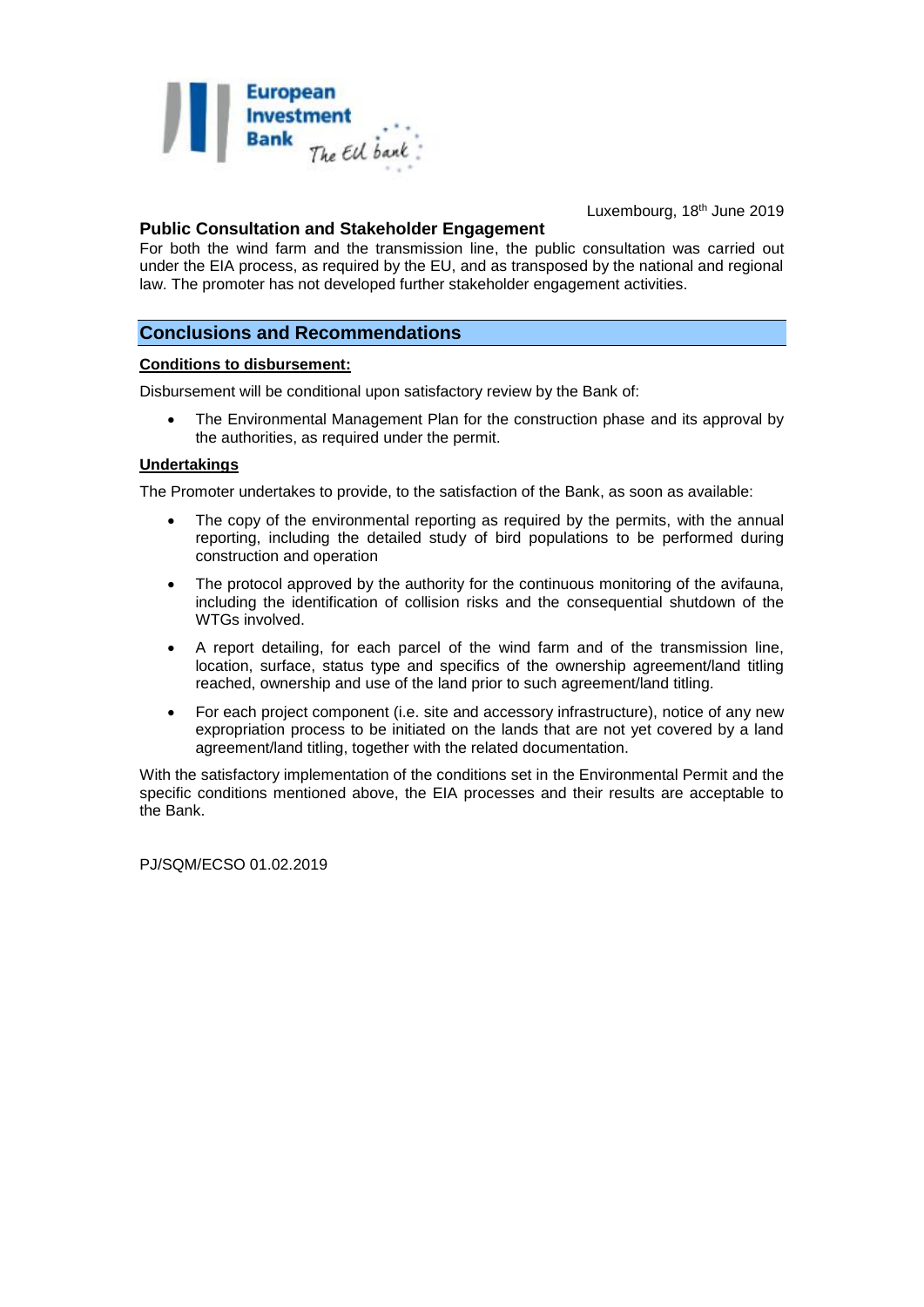Luxembourg, 18th June 2019

**Public Consultation and Stakeholder Engagement**

For both the wind farm and the transmission line, the public consultation was carried out under the EIA process, as required by the EU, and as transposed by the national and regional law. The promoter has not developed further stakeholder engagement activities.

## Conclusions and Recommendations

**Conditions to disbursement:**

Disbursement will be conditional upon satisfactory review by the Bank of:

- The Environmental Management Plan for the construction phase and its approval by the authorities, as required under the permit.

**Undertakings**

The Promoter undertakes to provide, to the satisfaction of the Bank, as soon as available:

- The copy of the environmental reporting as required by the permits, with the annual reporting, including the detailed study of bird populations to be performed during construction and operation
- The protocol approved by the authority for the continuous monitoring of the avifauna, including the identification of collision risks and the consequential shutdown of the WTGs involved.
- A report detailing, for each parcel of the wind farm and of the transmission line, location, surface, status type and specifics of the ownership agreement/land titling reached, ownership and use of the land prior to such agreement/land titling.
- For each project component (i.e. site and accessory infrastructure), notice of any new expropriation process to be initiated on the lands that are not yet covered by a land agreement/land titling, together with the related documentation.

With the satisfactory implementation of the conditions set in the Environmental Permit and the specific conditions mentioned above, the EIA processes and their results are acceptable to the Bank.

PJ/SQM/ECSO 01.02.2019